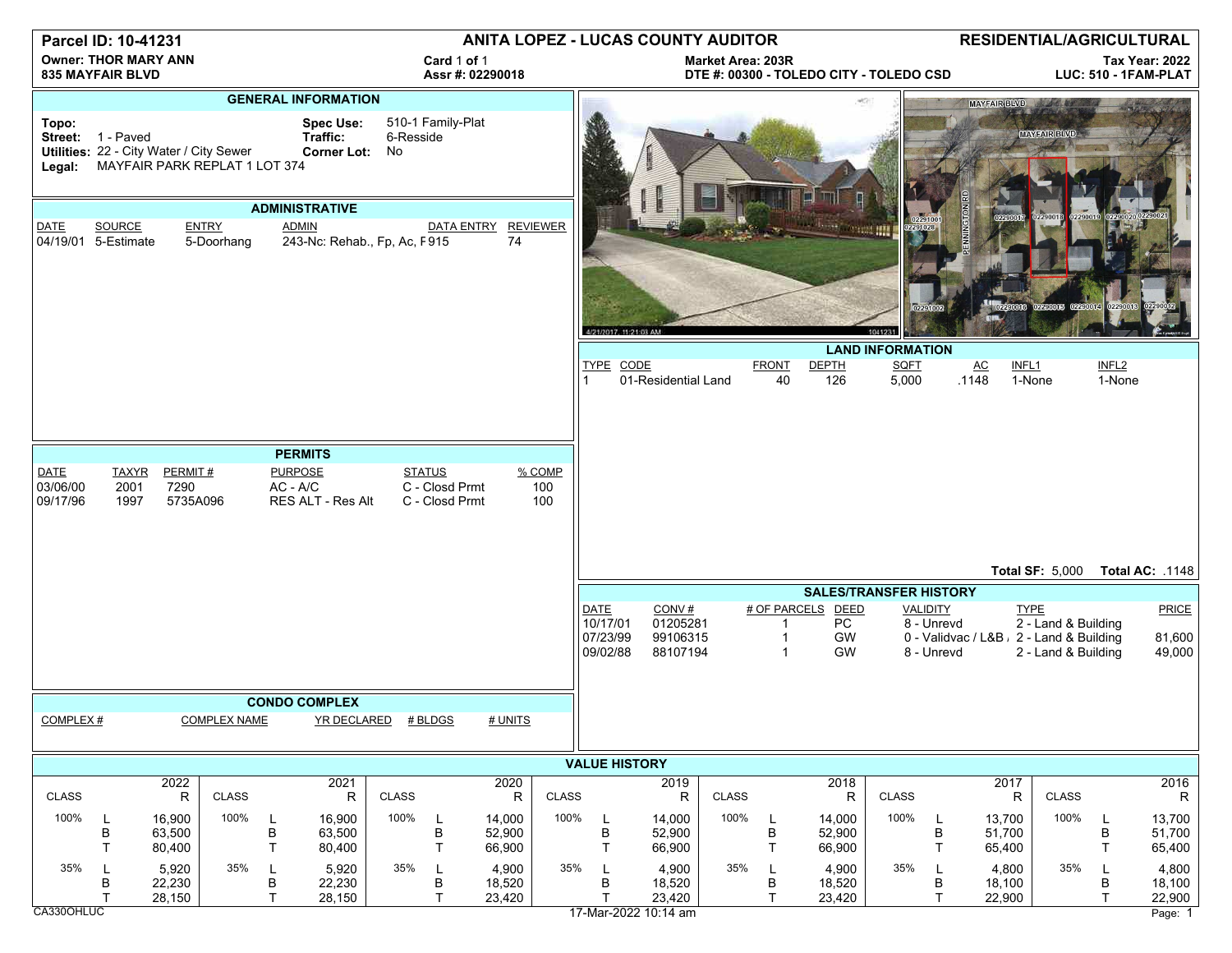# Parcel ID: 10-41231

**ANITA LOPEZ - LUCAS COUNTY AUDITOR**

**RESIDENTIAL/AGRICULTURAL**

**Owner: THOR MARY ANN**
**835 MAYFAIR BLVD**

**Card** 1 **of** 1
**Assr #: 02290018**

**Market Area: 203R**
**DTE #: 00300 - TOLEDO CITY - TOLEDO CSD**

**Tax Year: 2022**
**LUC: 510 - 1FAM-PLAT**

## GENERAL INFORMATION

**Topo:**
**Street:** 1 - Paved
**Utilities:** 22 - City Water / City Sewer
**Legal:** MAYFAIR PARK REPLAT 1 LOT 374

**Spec Use:** 510-1 Family-Plat
**Traffic:** 6-Resside
**Corner Lot:** No

## ADMINISTRATIVE

| DATE | SOURCE | ENTRY | ADMIN | DATA ENTRY | REVIEWER |
|---|---|---|---|---|---|
| 04/19/01 | 5-Estimate | 5-Doorhang | 243-Nc: Rehab., Fp, Ac, F | 915 | 74 |

## PERMITS

| DATE | TAXYR | PERMIT # | PURPOSE | STATUS | % COMP |
|---|---|---|---|---|---|
| 03/06/00 | 2001 | 7290 | AC - A/C | C - Closd Prmt | 100 |
| 09/17/96 | 1997 | 5735A096 | RES ALT - Res Alt | C - Closd Prmt | 100 |

## CONDO COMPLEX

| COMPLEX # | COMPLEX NAME | YR DECLARED | # BLDGS | # UNITS |
|---|---|---|---|---|

## LAND INFORMATION

| TYPE | CODE | FRONT | DEPTH | SQFT | AC | INFL1 | INFL2 |
|---|---|---|---|---|---|---|---|
| 1 | 01-Residential Land | 40 | 126 | 5,000 | .1148 | 1-None | 1-None |

**Total SF:** 5,000 **Total AC:** .1148

## SALES/TRANSFER HISTORY

| DATE | CONV # | # OF PARCELS | DEED | VALIDITY | TYPE | PRICE |
|---|---|---|---|---|---|---|
| 10/17/01 | 01205281 | 1 | PC | 8 - Unrevd | 2 - Land & Building | |
| 07/23/99 | 99106315 | 1 | GW | 0 - Validvac / L&B / | 2 - Land & Building | 81,600 |
| 09/02/88 | 88107194 | 1 | GW | 8 - Unrevd | 2 - Land & Building | 49,000 |

## VALUE HISTORY

| CLASS | | 2022 R | CLASS | | 2021 R | CLASS | | 2020 R | CLASS | | 2019 R | CLASS | | 2018 R | CLASS | | 2017 R | CLASS | | 2016 R |
|---|---|---|---|---|---|---|---|---|---|---|---|---|---|---|---|---|---|---|---|---|
| 100% | L | 16,900 | 100% | L | 16,900 | 100% | L | 14,000 | 100% | L | 14,000 | 100% | L | 14,000 | 100% | L | 13,700 | 100% | L | 13,700 |
| | B | 63,500 | | B | 63,500 | | B | 52,900 | | B | 52,900 | | B | 52,900 | | B | 51,700 | | B | 51,700 |
| | T | 80,400 | | T | 80,400 | | T | 66,900 | | T | 66,900 | | T | 66,900 | | T | 65,400 | | T | 65,400 |
| 35% | L | 5,920 | 35% | L | 5,920 | 35% | L | 4,900 | 35% | L | 4,900 | 35% | L | 4,900 | 35% | L | 4,800 | 35% | L | 4,800 |
| | B | 22,230 | | B | 22,230 | | B | 18,520 | | B | 18,520 | | B | 18,520 | | B | 18,100 | | B | 18,100 |
| | T | 28,150 | | T | 28,150 | | T | 23,420 | | T | 23,420 | | T | 23,420 | | T | 22,900 | | T | 22,900 |

CA330OHLUC

17-Mar-2022 10:14 am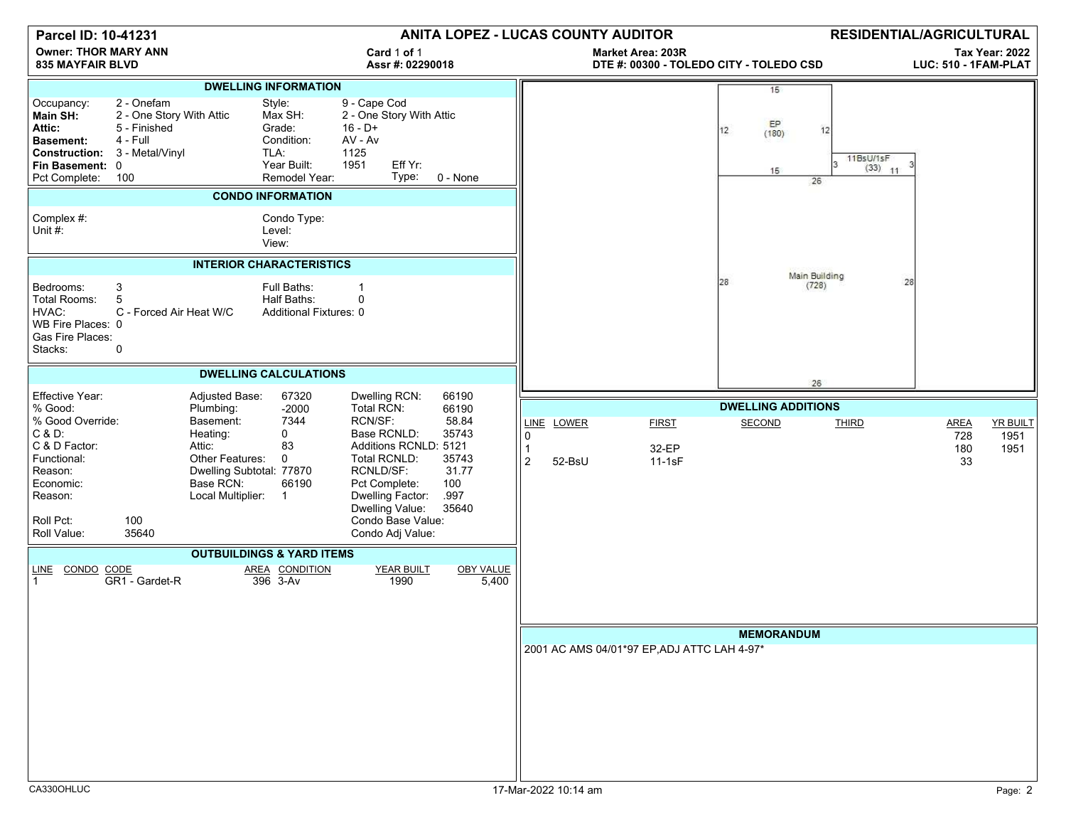**Parcel ID: 10-41231** | **ANITA LOPEZ - LUCAS COUNTY AUDITOR** | **RESIDENTIAL/AGRICULTURAL**

**Owner: THOR MARY ANN**
**835 MAYFAIR BLVD**

Card 1 of 1
Assr #: 02290018

**Market Area: 203R**
**DTE #: 00300 - TOLEDO CITY - TOLEDO CSD**

**Tax Year: 2022**
**LUC: 510 - 1FAM-PLAT**

## DWELLING INFORMATION

| | | | | | |
|---|---|---|---|---|---|
| Occupancy: | 2 - Onefam | Style: | 9 - Cape Cod | | |
| **Main SH:** | 2 - One Story With Attic | Max SH: | 2 - One Story With Attic | | |
| **Attic:** | 5 - Finished | Grade: | 16 - D+ | | |
| **Basement:** | 4 - Full | Condition: | AV - Av | | |
| **Construction:** | 3 - Metal/Vinyl | TLA: | 1125 | | |
| **Fin Basement:** | 0 | Year Built: | 1951 | Eff Yr: | |
| Pct Complete: | 100 | Remodel Year: | | Type: | 0 - None |

## CONDO INFORMATION

| | | | |
|---|---|---|---|
| Complex #: | | Condo Type: | |
| Unit #: | | Level: | |
| | | View: | |

## INTERIOR CHARACTERISTICS

| | | | |
|---|---|---|---|
| Bedrooms: | 3 | Full Baths: | 1 |
| Total Rooms: | 5 | Half Baths: | 0 |
| HVAC: | C - Forced Air Heat W/C | Additional Fixtures: | 0 |
| WB Fire Places: | 0 | | |
| Gas Fire Places: | | | |
| Stacks: | 0 | | |

## DWELLING CALCULATIONS

| | | | | | |
|---|---|---|---|---|---|
| Effective Year: | | Adjusted Base: | 67320 | Dwelling RCN: | 66190 |
| % Good: | | Plumbing: | -2000 | Total RCN: | 66190 |
| % Good Override: | | Basement: | 7344 | RCN/SF: | 58.84 |
| C & D: | | Heating: | 0 | Base RCNLD: | 35743 |
| C & D Factor: | | Attic: | 83 | Additions RCNLD: | 5121 |
| Functional: | | Other Features: | 0 | Total RCNLD: | 35743 |
| Reason: | | Dwelling Subtotal: | 77870 | RCNLD/SF: | 31.77 |
| Economic: | | Base RCN: | 66190 | Pct Complete: | 100 |
| Reason: | | Local Multiplier: | 1 | Dwelling Factor: | .997 |
| | | | | Dwelling Value: | 35640 |
| Roll Pct: | 100 | | | Condo Base Value: | |
| Roll Value: | 35640 | | | Condo Adj Value: | |

## OUTBUILDINGS & YARD ITEMS

| LINE | CONDO | CODE | AREA | CONDITION | YEAR BUILT | OBY VALUE |
|---|---|---|---|---|---|---|
| 1 | | GR1 - Gardet-R | 396 | 3-Av | 1990 | 5,400 |

15
EP
(180)
12
12
15
26
11BsU/1sF
(33)
3
3
11
Main Building
(728)
28
28
26

## DWELLING ADDITIONS

| LINE | LOWER | FIRST | SECOND | THIRD | AREA | YR BUILT |
|---|---|---|---|---|---|---|
| 0 | | | | | 728 | 1951 |
| 1 | | 32-EP | | | 180 | 1951 |
| 2 | 52-BsU | 11-1sF | | | 33 | |

## MEMORANDUM

2001 AC AMS 04/01*97 EP,ADJ ATTC LAH 4-97*

CA330OHLUC | 17-Mar-2022 10:14 am